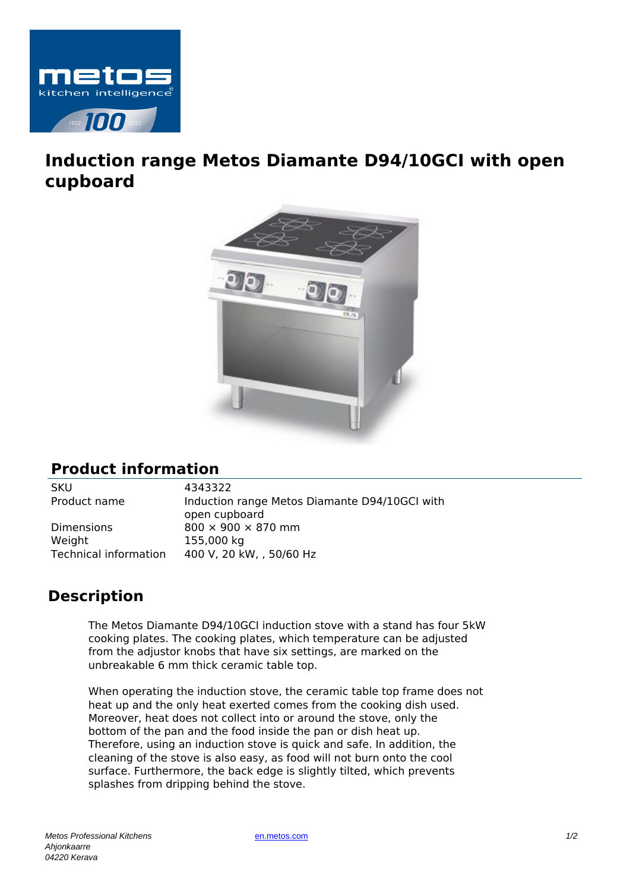# Induction range Metos Diamante D94/10GCI with open cupboard

## Product information

| | |
|---|---|
| SKU | 4343322 |
| Product name | Induction range Metos Diamante D94/10GCI with open cupboard |
| Dimensions | 800 × 900 × 870 mm |
| Weight | 155,000 kg |
| Technical information | 400 V, 20 kW, , 50/60 Hz |

## Description

The Metos Diamante D94/10GCI induction stove with a stand has four 5kW cooking plates. The cooking plates, which temperature can be adjusted from the adjustor knobs that have six settings, are marked on the unbreakable 6 mm thick ceramic table top.

When operating the induction stove, the ceramic table top frame does not heat up and the only heat exerted comes from the cooking dish used. Moreover, heat does not collect into or around the stove, only the bottom of the pan and the food inside the pan or dish heat up. Therefore, using an induction stove is quick and safe. In addition, the cleaning of the stove is also easy, as food will not burn onto the cool surface. Furthermore, the back edge is slightly tilted, which prevents splashes from dripping behind the stove.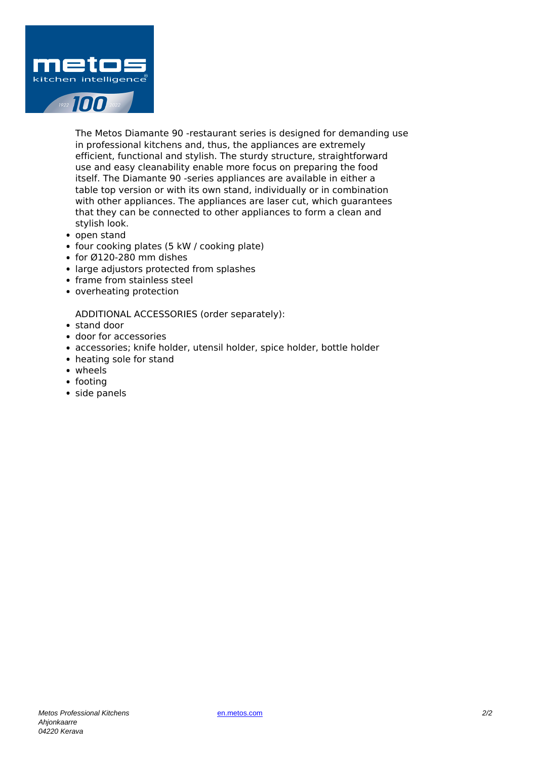The Metos Diamante 90 -restaurant series is designed for demanding use in professional kitchens and, thus, the appliances are extremely efficient, functional and stylish. The sturdy structure, straightforward use and easy cleanability enable more focus on preparing the food itself. The Diamante 90 -series appliances are available in either a table top version or with its own stand, individually or in combination with other appliances. The appliances are laser cut, which guarantees that they can be connected to other appliances to form a clean and stylish look.

- open stand
- four cooking plates (5 kW / cooking plate)
- for Ø120-280 mm dishes
- large adjustors protected from splashes
- frame from stainless steel
- overheating protection

ADDITIONAL ACCESSORIES (order separately):

- stand door
- door for accessories
- accessories; knife holder, utensil holder, spice holder, bottle holder
- heating sole for stand
- wheels
- footing
- side panels